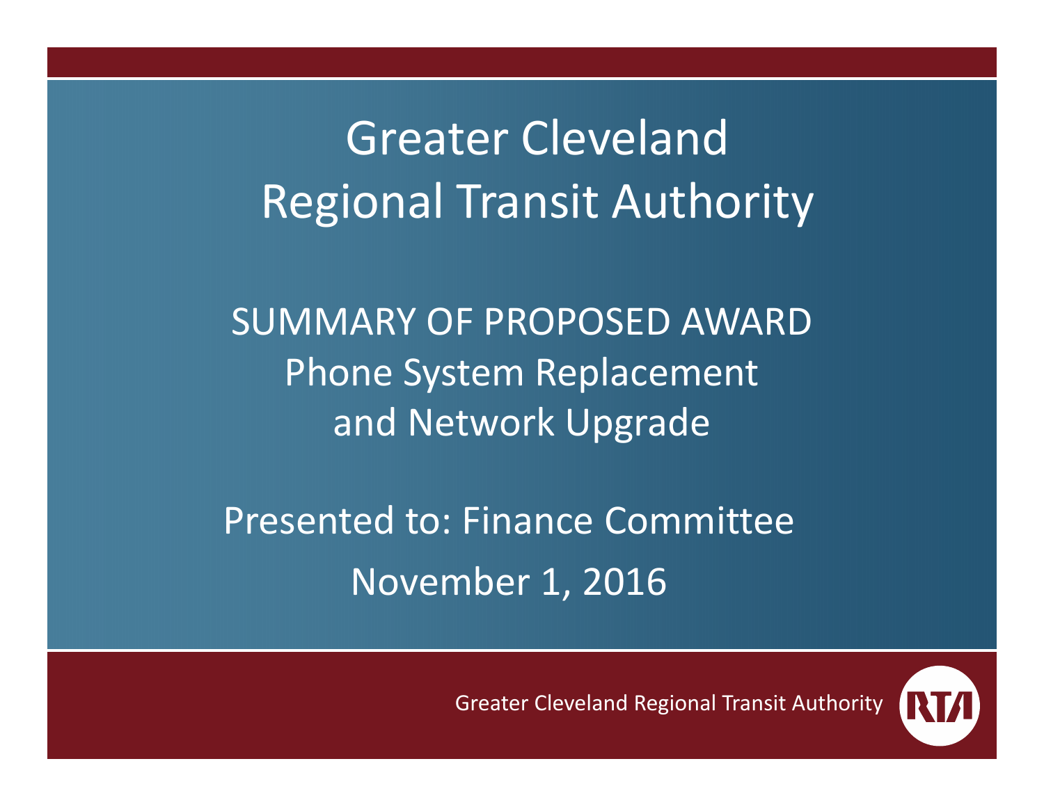# Greater Cleveland Regional Transit Authority

## SUMMARY OF PROPOSED AWARD
## Phone System Replacement and Network Upgrade

Presented to: Finance Committee

November 1, 2016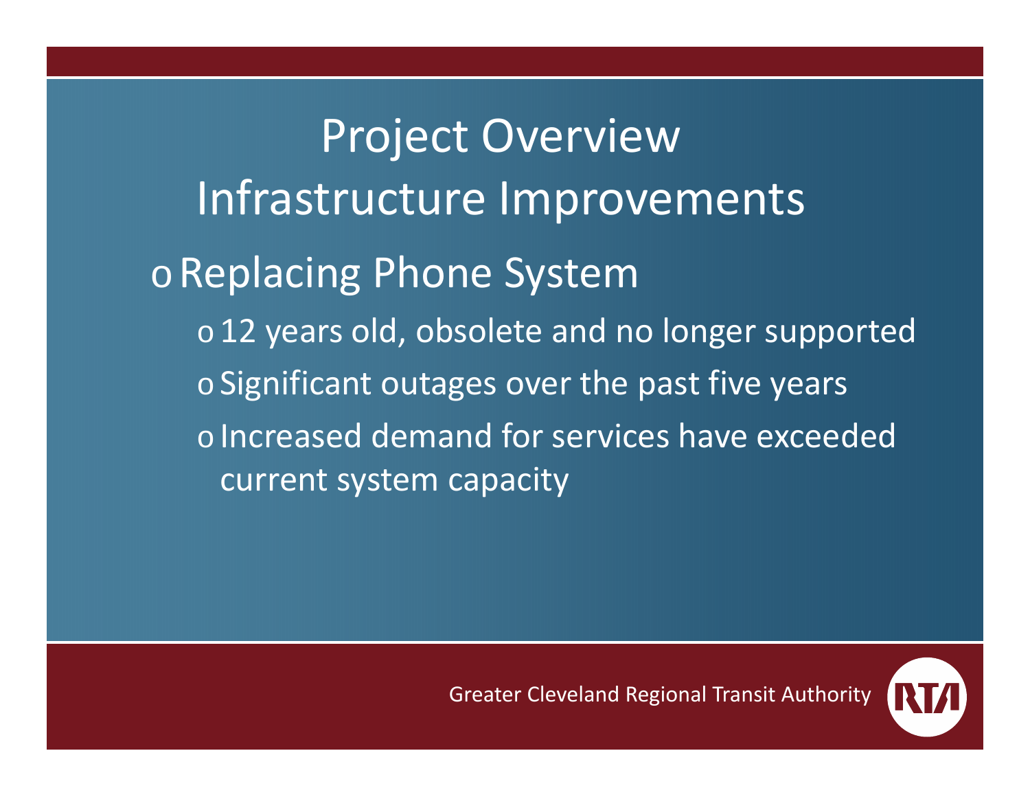# Project Overview

## Infrastructure Improvements

- Replacing Phone System
  - 12 years old, obsolete and no longer supported
  - Significant outages over the past five years
  - Increased demand for services have exceeded current system capacity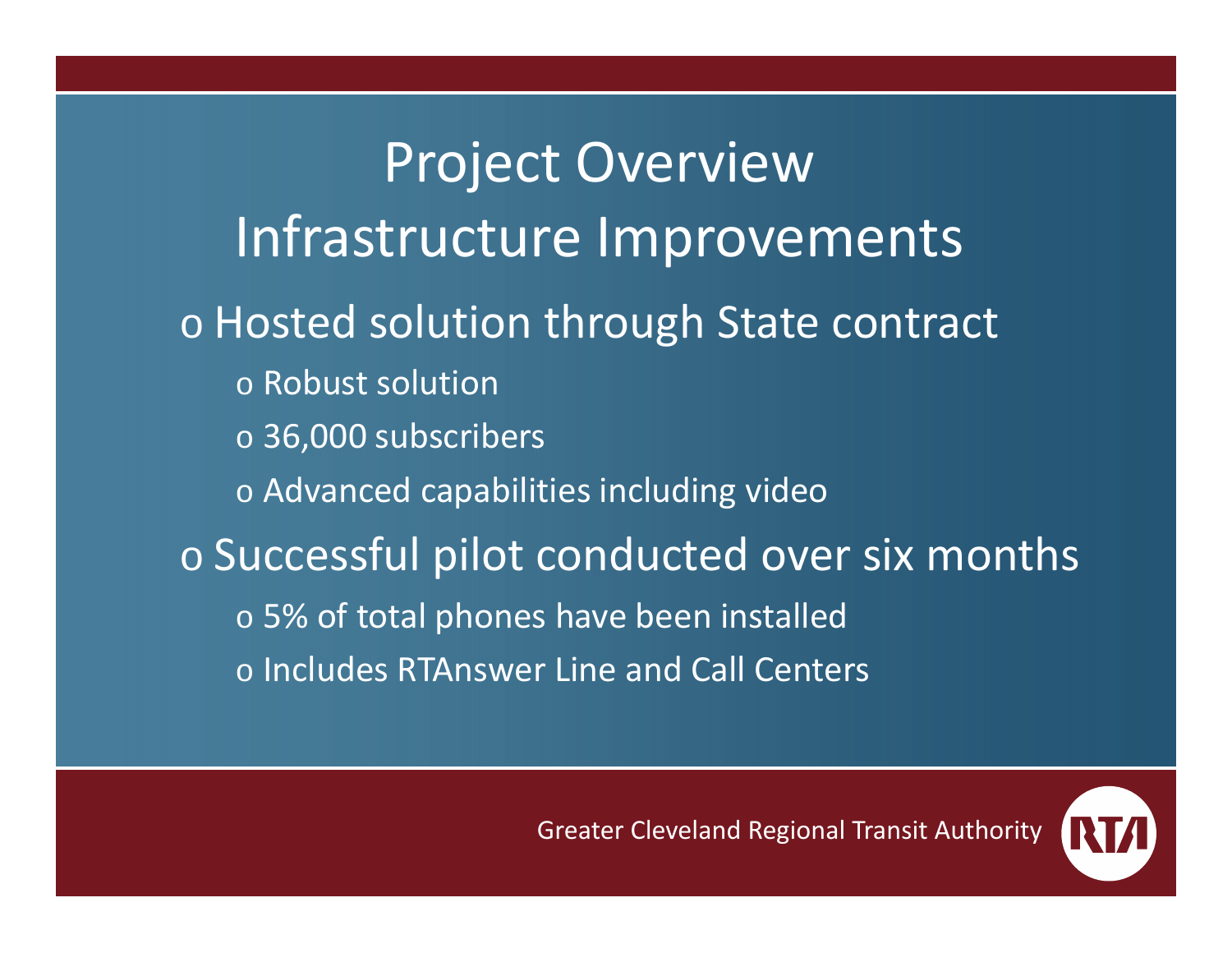# Project Overview
# Infrastructure Improvements

- Hosted solution through State contract
  - Robust solution
  - 36,000 subscribers
  - Advanced capabilities including video
- Successful pilot conducted over six months
  - 5% of total phones have been installed
  - Includes RTAnswer Line and Call Centers

Greater Cleveland Regional Transit Authority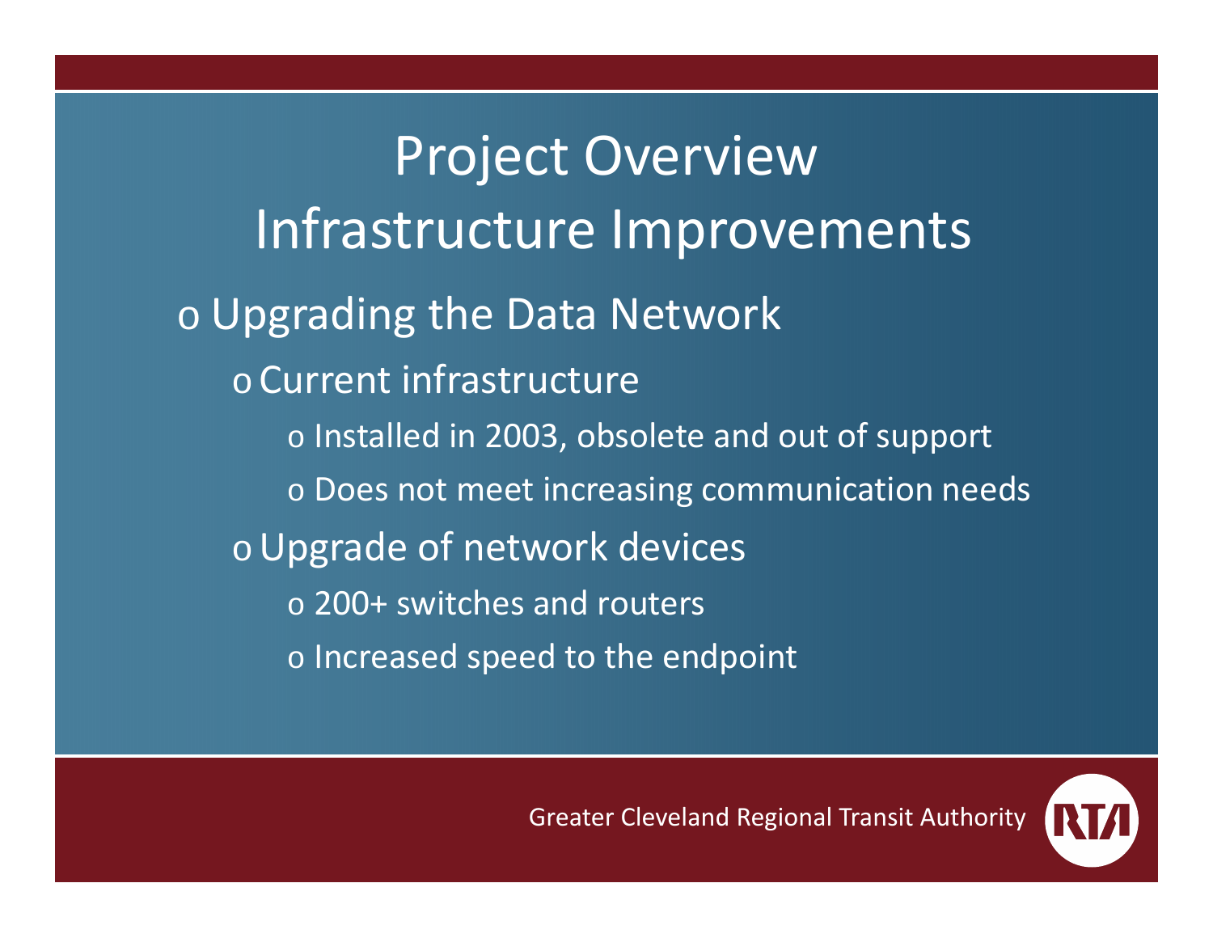# Project Overview
## Infrastructure Improvements

- Upgrading the Data Network
  - Current infrastructure
    - Installed in 2003, obsolete and out of support
    - Does not meet increasing communication needs
  - Upgrade of network devices
    - 200+ switches and routers
    - Increased speed to the endpoint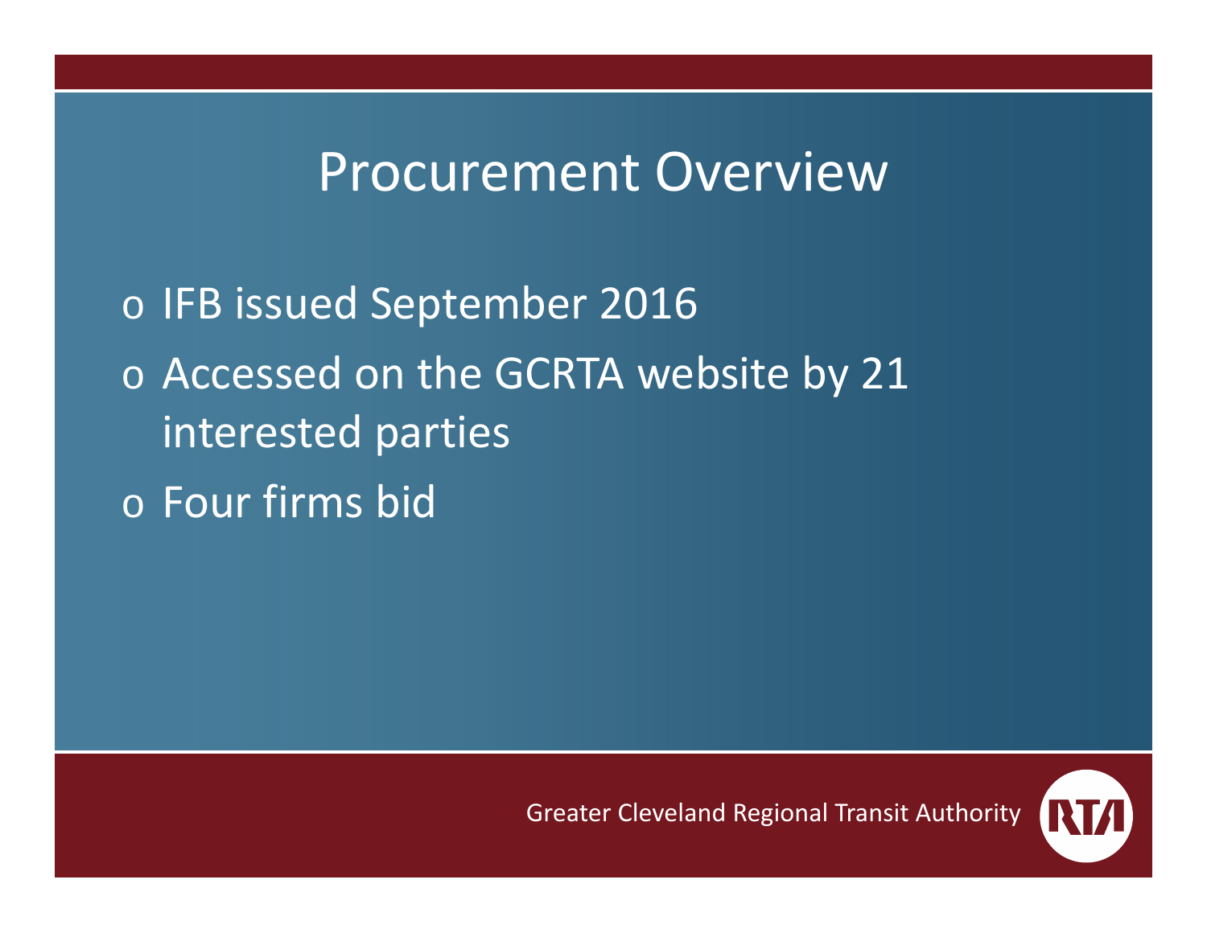# Procurement Overview

- IFB issued September 2016
- Accessed on the GCRTA website by 21 interested parties
- Four firms bid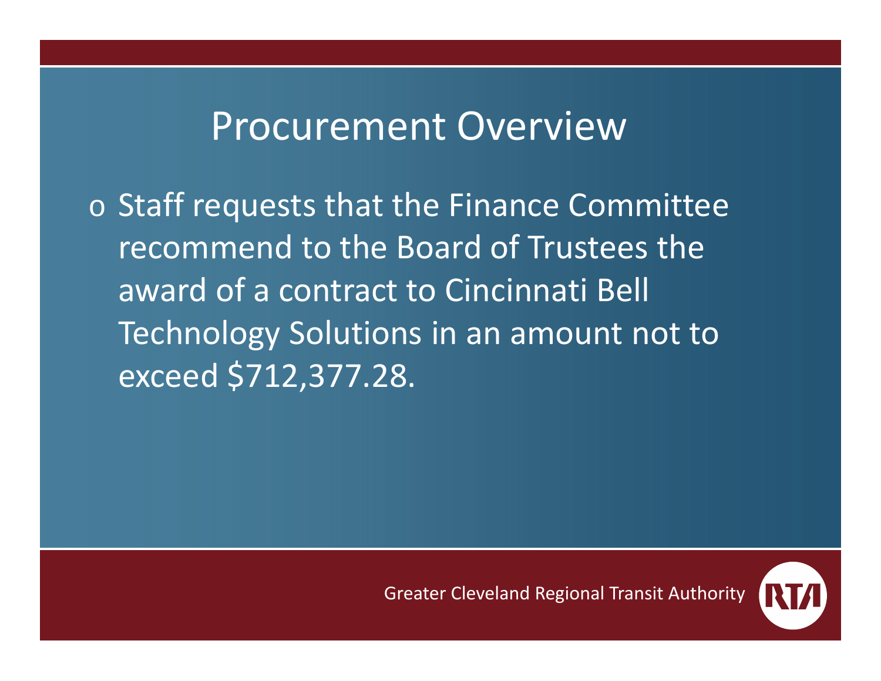# Procurement Overview

- Staff requests that the Finance Committee recommend to the Board of Trustees the award of a contract to Cincinnati Bell Technology Solutions in an amount not to exceed $712,377.28.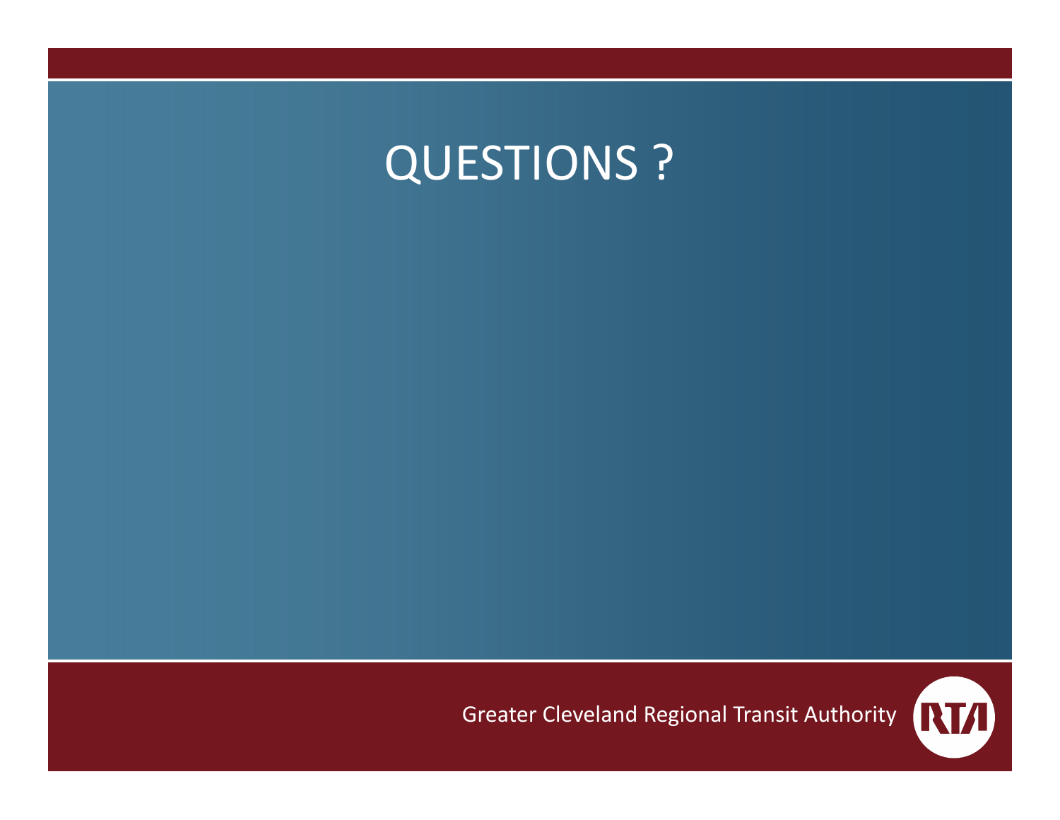# QUESTIONS ?

Greater Cleveland Regional Transit Authority